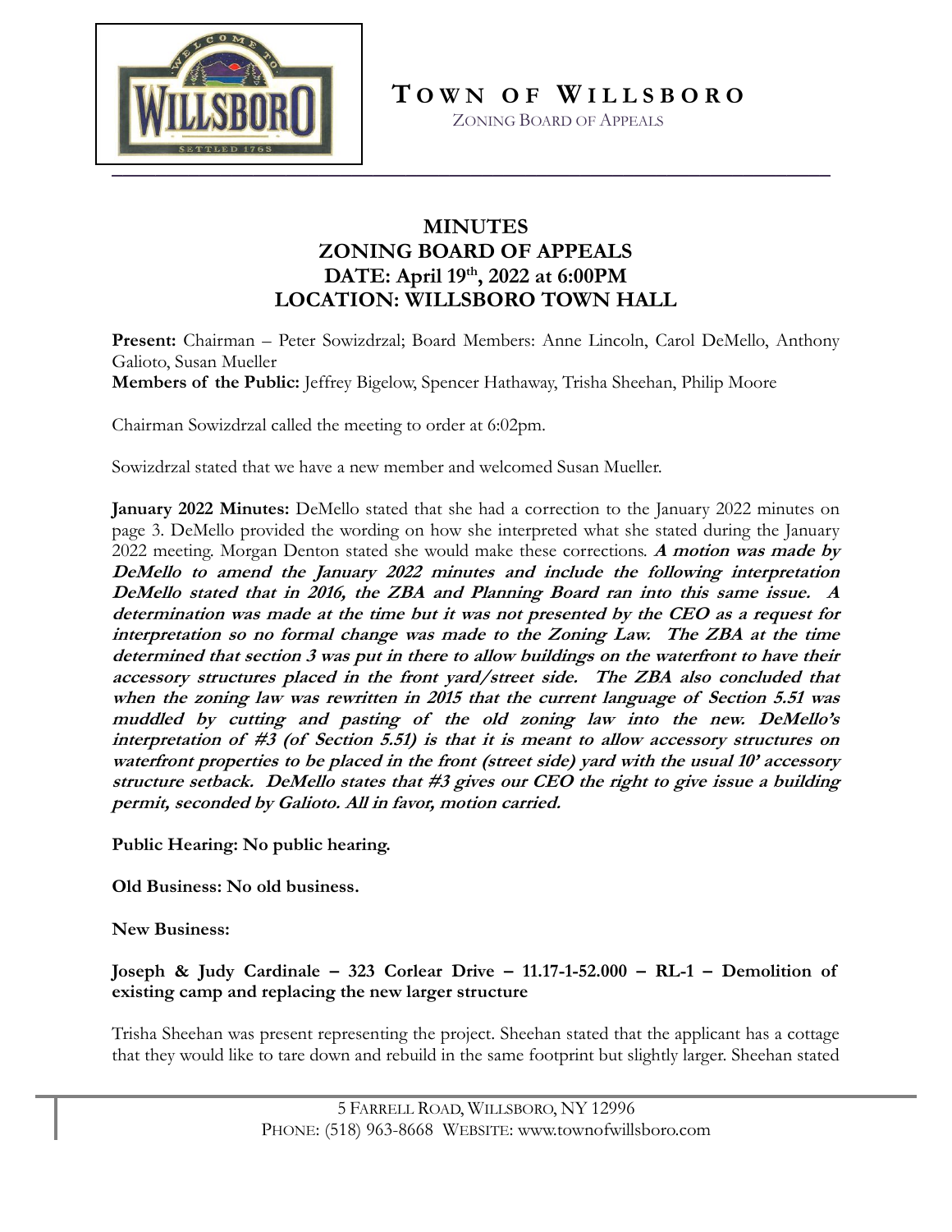# TOWN OF WILLSBORO

ZONING BOARD OF APPEALS

## MINUTES
## ZONING BOARD OF APPEALS
## DATE: April 19th, 2022 at 6:00PM
## LOCATION: WILLSBORO TOWN HALL

**Present:** Chairman – Peter Sowizdrzal; Board Members: Anne Lincoln, Carol DeMello, Anthony Galioto, Susan Mueller
**Members of the Public:** Jeffrey Bigelow, Spencer Hathaway, Trisha Sheehan, Philip Moore

Chairman Sowizdrzal called the meeting to order at 6:02pm.

Sowizdrzal stated that we have a new member and welcomed Susan Mueller.

**January 2022 Minutes:** DeMello stated that she had a correction to the January 2022 minutes on page 3. DeMello provided the wording on how she interpreted what she stated during the January 2022 meeting. Morgan Denton stated she would make these corrections. ***A motion was made by DeMello to amend the January 2022 minutes and include the following interpretation DeMello stated that in 2016, the ZBA and Planning Board ran into this same issue. A determination was made at the time but it was not presented by the CEO as a request for interpretation so no formal change was made to the Zoning Law. The ZBA at the time determined that section 3 was put in there to allow buildings on the waterfront to have their accessory structures placed in the front yard/street side. The ZBA also concluded that when the zoning law was rewritten in 2015 that the current language of Section 5.51 was muddled by cutting and pasting of the old zoning law into the new. DeMello's interpretation of #3 (of Section 5.51) is that it is meant to allow accessory structures on waterfront properties to be placed in the front (street side) yard with the usual 10' accessory structure setback. DeMello states that #3 gives our CEO the right to give issue a building permit, seconded by Galioto. All in favor, motion carried.***

**Public Hearing: No public hearing.**

**Old Business: No old business.**

**New Business:**

**Joseph & Judy Cardinale – 323 Corlear Drive – 11.17-1-52.000 – RL-1 – Demolition of existing camp and replacing the new larger structure**

Trisha Sheehan was present representing the project. Sheehan stated that the applicant has a cottage that they would like to tare down and rebuild in the same footprint but slightly larger. Sheehan stated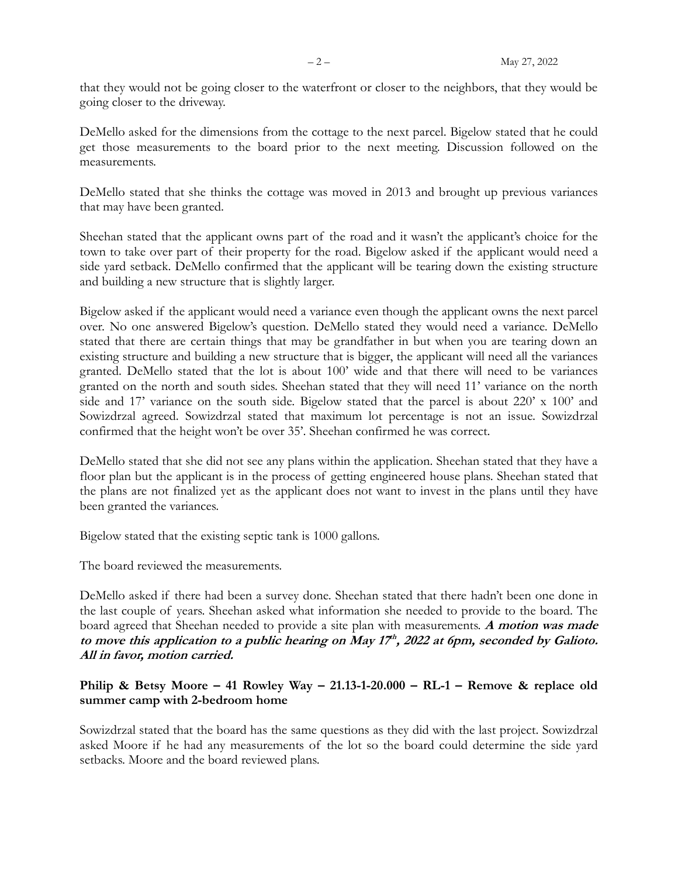that they would not be going closer to the waterfront or closer to the neighbors, that they would be going closer to the driveway.

DeMello asked for the dimensions from the cottage to the next parcel. Bigelow stated that he could get those measurements to the board prior to the next meeting. Discussion followed on the measurements.

DeMello stated that she thinks the cottage was moved in 2013 and brought up previous variances that may have been granted.

Sheehan stated that the applicant owns part of the road and it wasn't the applicant's choice for the town to take over part of their property for the road. Bigelow asked if the applicant would need a side yard setback. DeMello confirmed that the applicant will be tearing down the existing structure and building a new structure that is slightly larger.

Bigelow asked if the applicant would need a variance even though the applicant owns the next parcel over. No one answered Bigelow's question. DeMello stated they would need a variance. DeMello stated that there are certain things that may be grandfather in but when you are tearing down an existing structure and building a new structure that is bigger, the applicant will need all the variances granted. DeMello stated that the lot is about 100' wide and that there will need to be variances granted on the north and south sides. Sheehan stated that they will need 11' variance on the north side and 17' variance on the south side. Bigelow stated that the parcel is about 220' x 100' and Sowizdrzal agreed. Sowizdrzal stated that maximum lot percentage is not an issue. Sowizdrzal confirmed that the height won't be over 35'. Sheehan confirmed he was correct.

DeMello stated that she did not see any plans within the application. Sheehan stated that they have a floor plan but the applicant is in the process of getting engineered house plans. Sheehan stated that the plans are not finalized yet as the applicant does not want to invest in the plans until they have been granted the variances.

Bigelow stated that the existing septic tank is 1000 gallons.

The board reviewed the measurements.

DeMello asked if there had been a survey done. Sheehan stated that there hadn't been one done in the last couple of years. Sheehan asked what information she needed to provide to the board. The board agreed that Sheehan needed to provide a site plan with measurements. ***A motion was made to move this application to a public hearing on May 17th, 2022 at 6pm, seconded by Galioto. All in favor, motion carried.***

**Philip & Betsy Moore – 41 Rowley Way – 21.13-1-20.000 – RL-1 – Remove & replace old summer camp with 2-bedroom home**

Sowizdrzal stated that the board has the same questions as they did with the last project. Sowizdrzal asked Moore if he had any measurements of the lot so the board could determine the side yard setbacks. Moore and the board reviewed plans.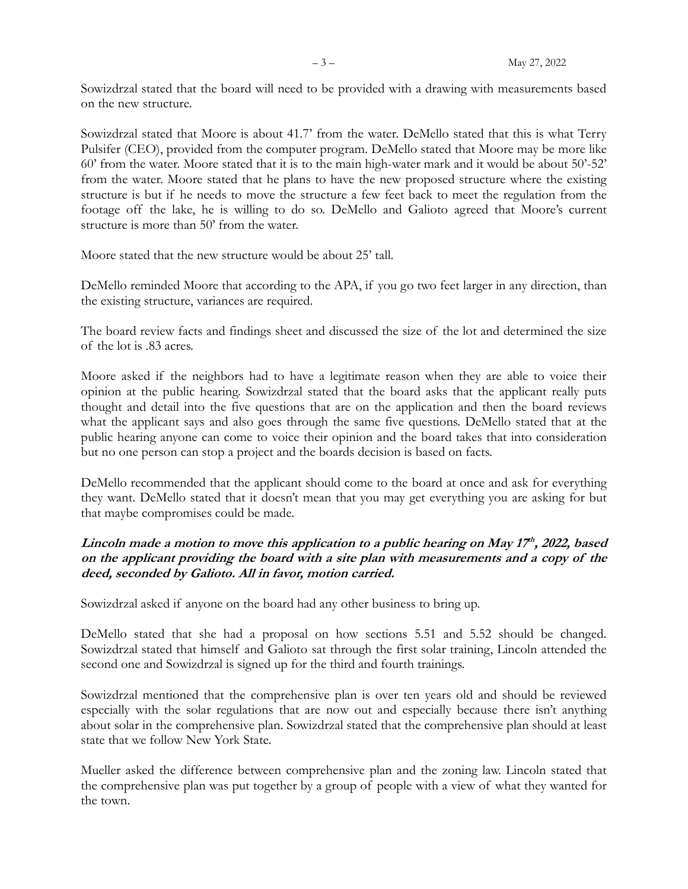Sowizdrzal stated that the board will need to be provided with a drawing with measurements based on the new structure.

Sowizdrzal stated that Moore is about 41.7' from the water. DeMello stated that this is what Terry Pulsifer (CEO), provided from the computer program. DeMello stated that Moore may be more like 60' from the water. Moore stated that it is to the main high-water mark and it would be about 50'-52' from the water. Moore stated that he plans to have the new proposed structure where the existing structure is but if he needs to move the structure a few feet back to meet the regulation from the footage off the lake, he is willing to do so. DeMello and Galioto agreed that Moore's current structure is more than 50' from the water.

Moore stated that the new structure would be about 25' tall.

DeMello reminded Moore that according to the APA, if you go two feet larger in any direction, than the existing structure, variances are required.

The board review facts and findings sheet and discussed the size of the lot and determined the size of the lot is .83 acres.

Moore asked if the neighbors had to have a legitimate reason when they are able to voice their opinion at the public hearing. Sowizdrzal stated that the board asks that the applicant really puts thought and detail into the five questions that are on the application and then the board reviews what the applicant says and also goes through the same five questions. DeMello stated that at the public hearing anyone can come to voice their opinion and the board takes that into consideration but no one person can stop a project and the boards decision is based on facts.

DeMello recommended that the applicant should come to the board at once and ask for everything they want. DeMello stated that it doesn't mean that you may get everything you are asking for but that maybe compromises could be made.

***Lincoln made a motion to move this application to a public hearing on May 17th, 2022, based on the applicant providing the board with a site plan with measurements and a copy of the deed, seconded by Galioto. All in favor, motion carried.***

Sowizdrzal asked if anyone on the board had any other business to bring up.

DeMello stated that she had a proposal on how sections 5.51 and 5.52 should be changed. Sowizdrzal stated that himself and Galioto sat through the first solar training, Lincoln attended the second one and Sowizdrzal is signed up for the third and fourth trainings.

Sowizdrzal mentioned that the comprehensive plan is over ten years old and should be reviewed especially with the solar regulations that are now out and especially because there isn't anything about solar in the comprehensive plan. Sowizdrzal stated that the comprehensive plan should at least state that we follow New York State.

Mueller asked the difference between comprehensive plan and the zoning law. Lincoln stated that the comprehensive plan was put together by a group of people with a view of what they wanted for the town.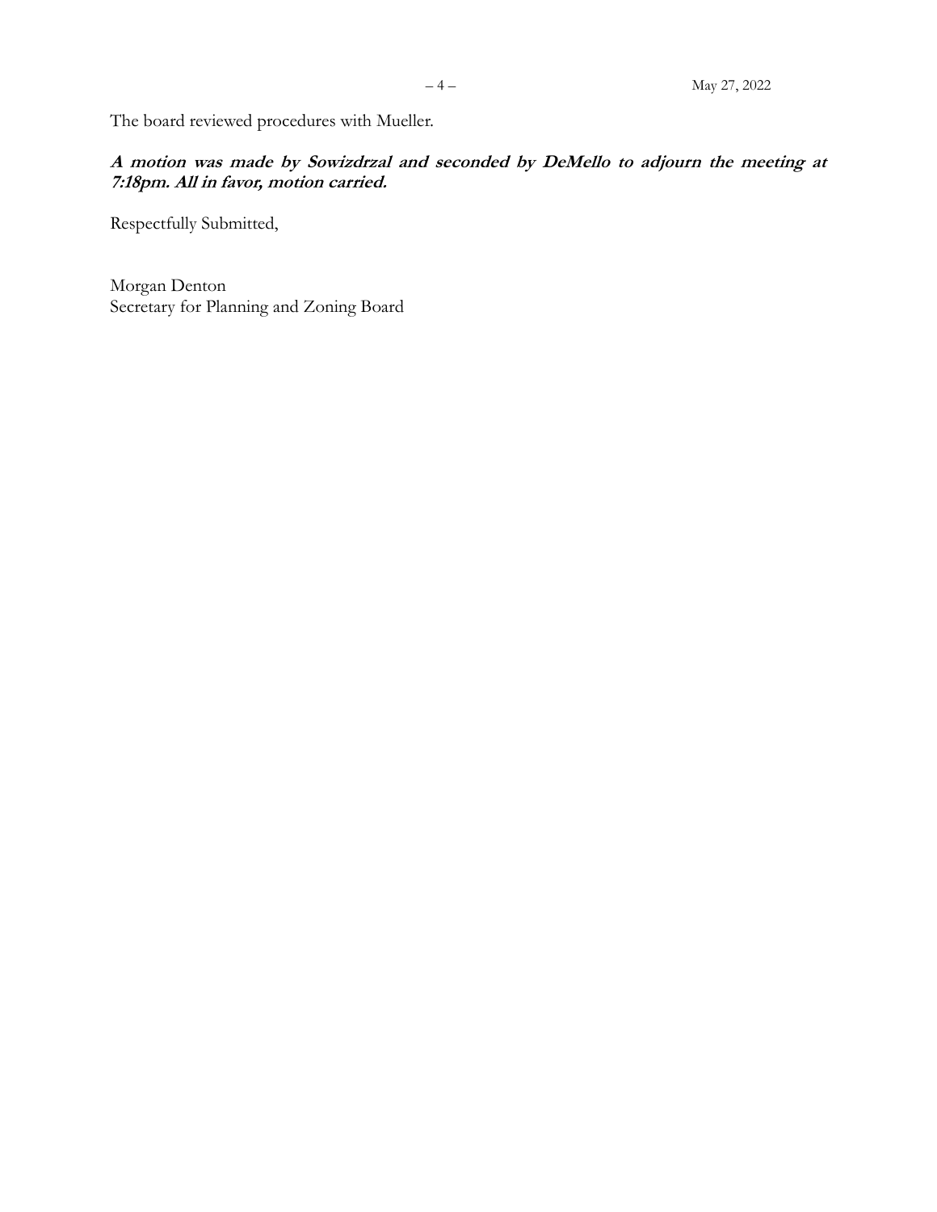The board reviewed procedures with Mueller.

***A motion was made by Sowizdrzal and seconded by DeMello to adjourn the meeting at 7:18pm. All in favor, motion carried.***

Respectfully Submitted,

Morgan Denton
Secretary for Planning and Zoning Board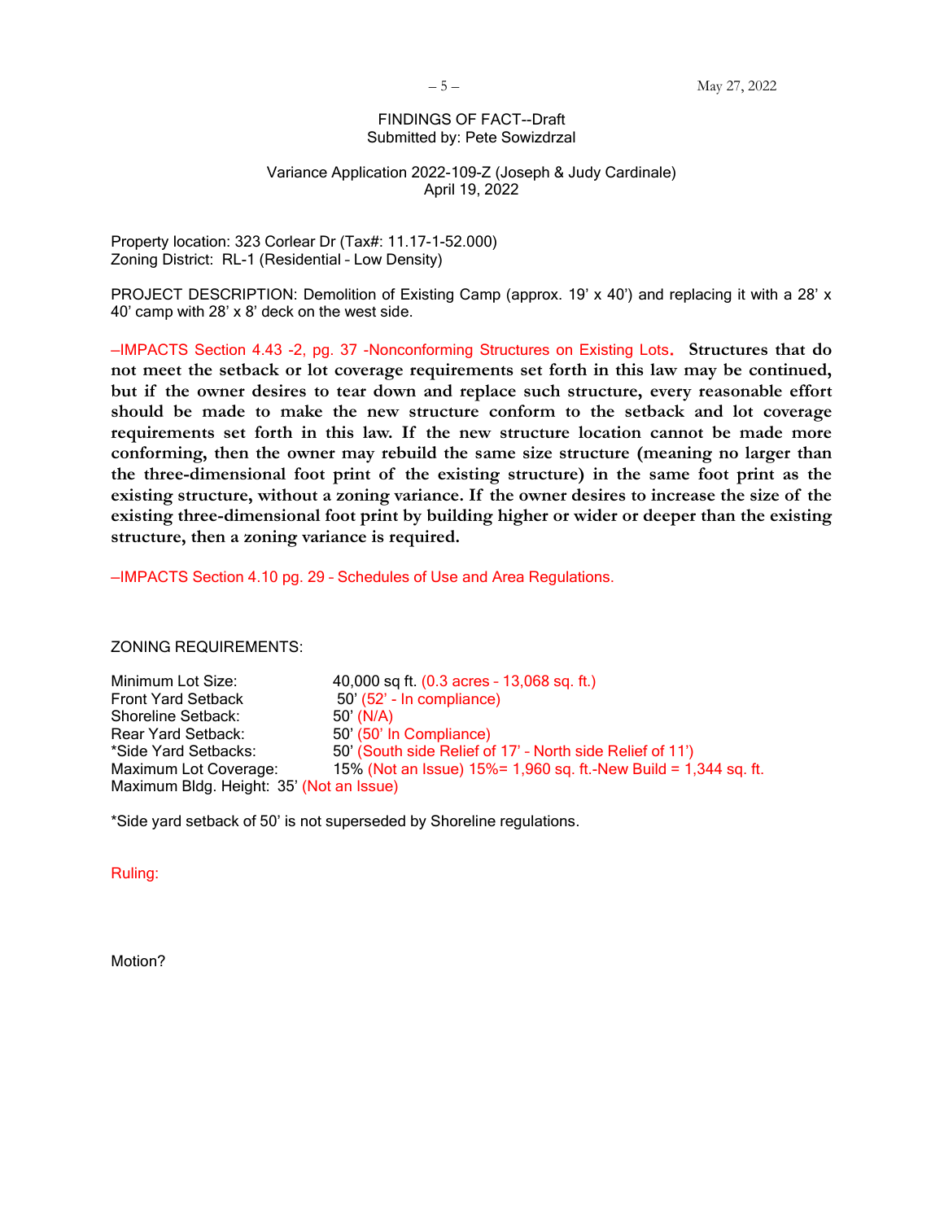FINDINGS OF FACT--Draft
Submitted by: Pete Sowizdrzal

Variance Application 2022-109-Z (Joseph & Judy Cardinale)
April 19, 2022

Property location: 323 Corlear Dr (Tax#: 11.17-1-52.000)
Zoning District: RL-1 (Residential – Low Density)

PROJECT DESCRIPTION: Demolition of Existing Camp (approx. 19' x 40') and replacing it with a 28' x 40' camp with 28' x 8' deck on the west side.

–IMPACTS Section 4.43 -2, pg. 37 -Nonconforming Structures on Existing Lots. **Structures that do not meet the setback or lot coverage requirements set forth in this law may be continued, but if the owner desires to tear down and replace such structure, every reasonable effort should be made to make the new structure conform to the setback and lot coverage requirements set forth in this law. If the new structure location cannot be made more conforming, then the owner may rebuild the same size structure (meaning no larger than the three-dimensional foot print of the existing structure) in the same foot print as the existing structure, without a zoning variance. If the owner desires to increase the size of the existing three-dimensional foot print by building higher or wider or deeper than the existing structure, then a zoning variance is required.**

–IMPACTS Section 4.10 pg. 29 – Schedules of Use and Area Regulations.

ZONING REQUIREMENTS:

| | |
|---|---|
| Minimum Lot Size: | 40,000 sq ft. (0.3 acres – 13,068 sq. ft.) |
| Front Yard Setback | 50' (52' - In compliance) |
| Shoreline Setback: | 50' (N/A) |
| Rear Yard Setback: | 50' (50' In Compliance) |
| *Side Yard Setbacks: | 50' (South side Relief of 17' – North side Relief of 11') |
| Maximum Lot Coverage: | 15% (Not an Issue) 15%= 1,960 sq. ft.-New Build = 1,344 sq. ft. |
| Maximum Bldg. Height: | 35' (Not an Issue) |

*Side yard setback of 50' is not superseded by Shoreline regulations.

Ruling:

Motion?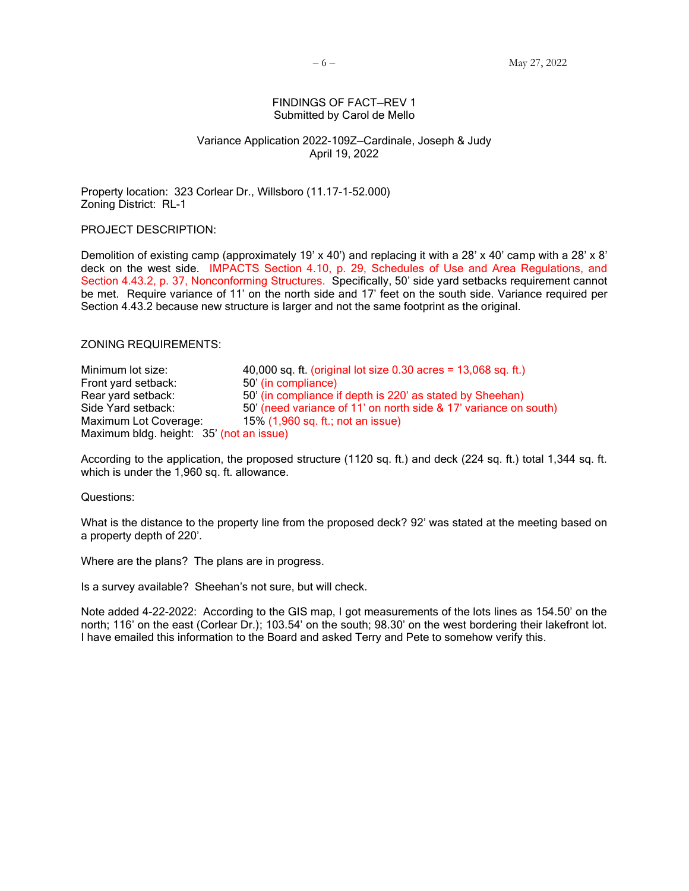FINDINGS OF FACT—REV 1
Submitted by Carol de Mello

Variance Application 2022-109Z—Cardinale, Joseph & Judy
April 19, 2022

Property location: 323 Corlear Dr., Willsboro (11.17-1-52.000)
Zoning District: RL-1

PROJECT DESCRIPTION:

Demolition of existing camp (approximately 19' x 40') and replacing it with a 28' x 40' camp with a 28' x 8' deck on the west side. IMPACTS Section 4.10, p. 29, Schedules of Use and Area Regulations, and Section 4.43.2, p. 37, Nonconforming Structures. Specifically, 50' side yard setbacks requirement cannot be met. Require variance of 11' on the north side and 17' feet on the south side. Variance required per Section 4.43.2 because new structure is larger and not the same footprint as the original.

ZONING REQUIREMENTS:

| | |
|---|---|
| Minimum lot size: | 40,000 sq. ft. (original lot size 0.30 acres = 13,068 sq. ft.) |
| Front yard setback: | 50' (in compliance) |
| Rear yard setback: | 50' (in compliance if depth is 220' as stated by Sheehan) |
| Side Yard setback: | 50' (need variance of 11' on north side & 17' variance on south) |
| Maximum Lot Coverage: | 15% (1,960 sq. ft.; not an issue) |
| Maximum bldg. height: | 35' (not an issue) |

According to the application, the proposed structure (1120 sq. ft.) and deck (224 sq. ft.) total 1,344 sq. ft. which is under the 1,960 sq. ft. allowance.

Questions:

What is the distance to the property line from the proposed deck? 92' was stated at the meeting based on a property depth of 220'.

Where are the plans? The plans are in progress.

Is a survey available? Sheehan's not sure, but will check.

Note added 4-22-2022: According to the GIS map, I got measurements of the lots lines as 154.50' on the north; 116' on the east (Corlear Dr.); 103.54' on the south; 98.30' on the west bordering their lakefront lot. I have emailed this information to the Board and asked Terry and Pete to somehow verify this.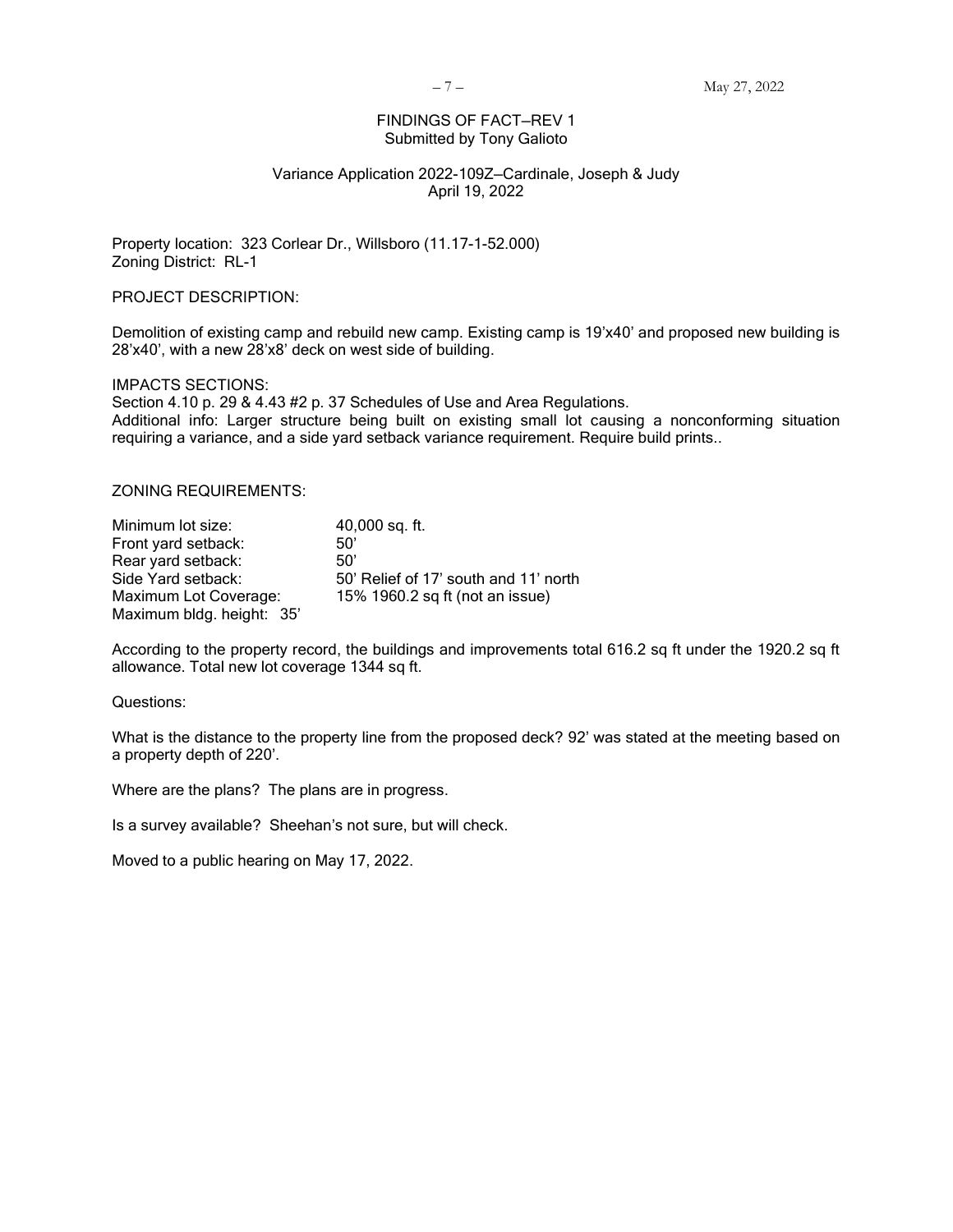## FINDINGS OF FACT—REV 1
Submitted by Tony Galioto

### Variance Application 2022-109Z—Cardinale, Joseph & Judy
April 19, 2022

Property location: 323 Corlear Dr., Willsboro (11.17-1-52.000)
Zoning District: RL-1

PROJECT DESCRIPTION:

Demolition of existing camp and rebuild new camp. Existing camp is 19'x40' and proposed new building is 28'x40', with a new 28'x8' deck on west side of building.

IMPACTS SECTIONS:
Section 4.10 p. 29 & 4.43 #2 p. 37 Schedules of Use and Area Regulations.
Additional info: Larger structure being built on existing small lot causing a nonconforming situation requiring a variance, and a side yard setback variance requirement. Require build prints..

ZONING REQUIREMENTS:

| | |
|---|---|
| Minimum lot size: | 40,000 sq. ft. |
| Front yard setback: | 50' |
| Rear yard setback: | 50' |
| Side Yard setback: | 50' Relief of 17' south and 11' north |
| Maximum Lot Coverage: | 15% 1960.2 sq ft (not an issue) |
| Maximum bldg. height: 35' | |

According to the property record, the buildings and improvements total 616.2 sq ft under the 1920.2 sq ft allowance. Total new lot coverage 1344 sq ft.

Questions:

What is the distance to the property line from the proposed deck? 92' was stated at the meeting based on a property depth of 220'.

Where are the plans? The plans are in progress.

Is a survey available? Sheehan's not sure, but will check.

Moved to a public hearing on May 17, 2022.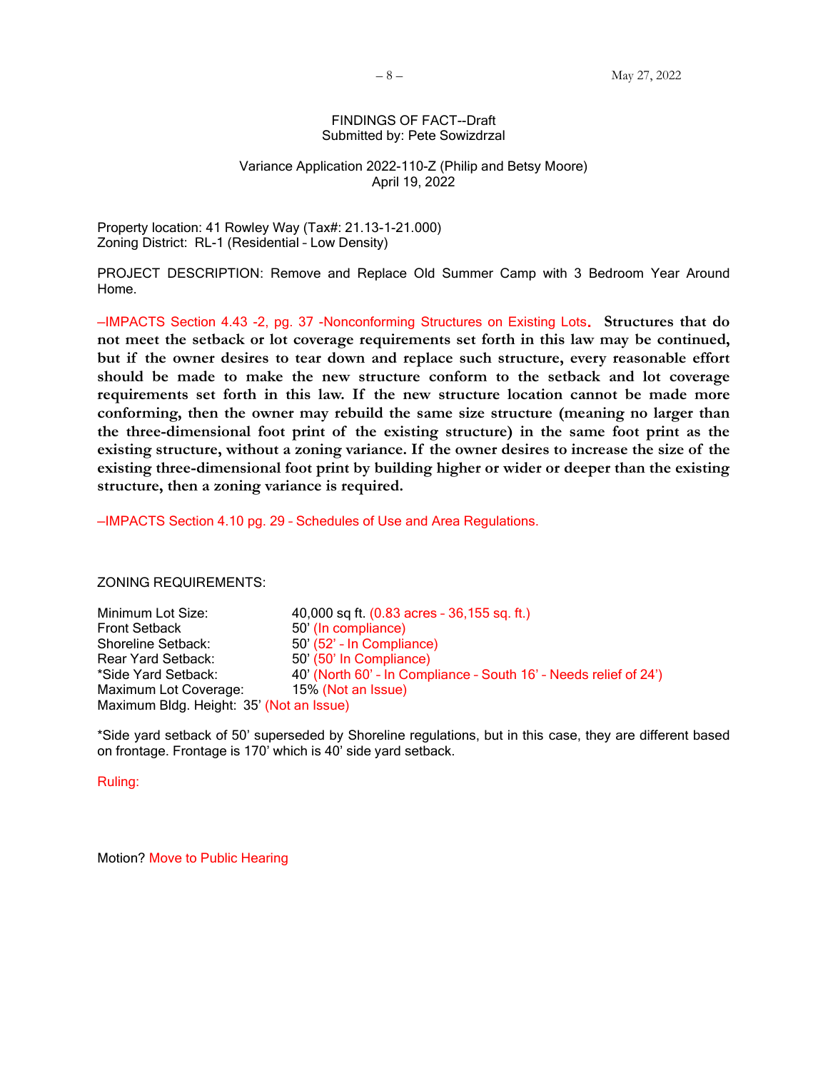FINDINGS OF FACT--Draft
Submitted by: Pete Sowizdrzal

Variance Application 2022-110-Z (Philip and Betsy Moore)
April 19, 2022

Property location: 41 Rowley Way (Tax#: 21.13-1-21.000)
Zoning District: RL-1 (Residential – Low Density)

PROJECT DESCRIPTION: Remove and Replace Old Summer Camp with 3 Bedroom Year Around Home.

–IMPACTS Section 4.43 -2, pg. 37 -Nonconforming Structures on Existing Lots. **Structures that do not meet the setback or lot coverage requirements set forth in this law may be continued, but if the owner desires to tear down and replace such structure, every reasonable effort should be made to make the new structure conform to the setback and lot coverage requirements set forth in this law. If the new structure location cannot be made more conforming, then the owner may rebuild the same size structure (meaning no larger than the three-dimensional foot print of the existing structure) in the same foot print as the existing structure, without a zoning variance. If the owner desires to increase the size of the existing three-dimensional foot print by building higher or wider or deeper than the existing structure, then a zoning variance is required.**

–IMPACTS Section 4.10 pg. 29 – Schedules of Use and Area Regulations.

ZONING REQUIREMENTS:

| | |
|---|---|
| Minimum Lot Size: | 40,000 sq ft. (0.83 acres – 36,155 sq. ft.) |
| Front Setback | 50' (In compliance) |
| Shoreline Setback: | 50' (52' - In Compliance) |
| Rear Yard Setback: | 50' (50' In Compliance) |
| *Side Yard Setback: | 40' (North 60' – In Compliance – South 16' – Needs relief of 24') |
| Maximum Lot Coverage: | 15% (Not an Issue) |
| Maximum Bldg. Height: | 35' (Not an Issue) |

*Side yard setback of 50' superseded by Shoreline regulations, but in this case, they are different based on frontage. Frontage is 170' which is 40' side yard setback.

Ruling:

Motion? Move to Public Hearing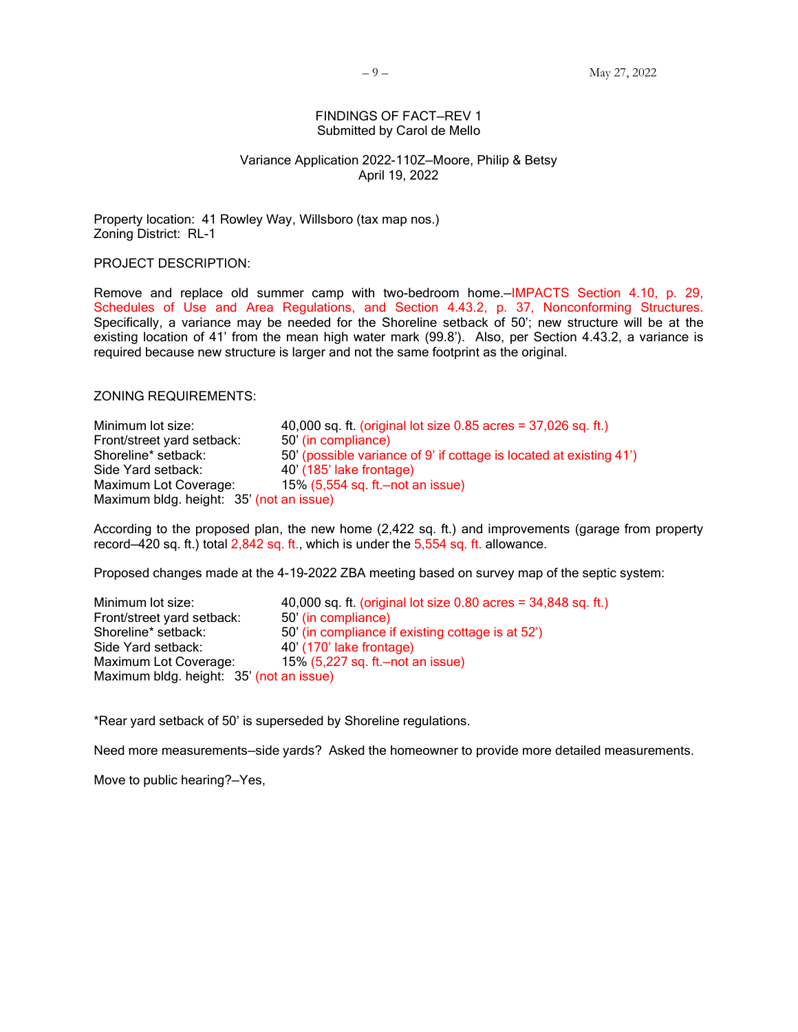FINDINGS OF FACT—REV 1
Submitted by Carol de Mello

Variance Application 2022-110Z—Moore, Philip & Betsy
April 19, 2022

Property location: 41 Rowley Way, Willsboro (tax map nos.)
Zoning District: RL-1

PROJECT DESCRIPTION:

Remove and replace old summer camp with two-bedroom home.—IMPACTS Section 4.10, p. 29, Schedules of Use and Area Regulations, and Section 4.43.2, p. 37, Nonconforming Structures. Specifically, a variance may be needed for the Shoreline setback of 50'; new structure will be at the existing location of 41' from the mean high water mark (99.8'). Also, per Section 4.43.2, a variance is required because new structure is larger and not the same footprint as the original.

ZONING REQUIREMENTS:

| | |
|---|---|
| Minimum lot size: | 40,000 sq. ft. (original lot size 0.85 acres = 37,026 sq. ft.) |
| Front/street yard setback: | 50' (in compliance) |
| Shoreline* setback: | 50' (possible variance of 9' if cottage is located at existing 41') |
| Side Yard setback: | 40' (185' lake frontage) |
| Maximum Lot Coverage: | 15% (5,554 sq. ft.—not an issue) |
| Maximum bldg. height: | 35' (not an issue) |

According to the proposed plan, the new home (2,422 sq. ft.) and improvements (garage from property record—420 sq. ft.) total 2,842 sq. ft., which is under the 5,554 sq. ft. allowance.

Proposed changes made at the 4-19-2022 ZBA meeting based on survey map of the septic system:

| | |
|---|---|
| Minimum lot size: | 40,000 sq. ft. (original lot size 0.80 acres = 34,848 sq. ft.) |
| Front/street yard setback: | 50' (in compliance) |
| Shoreline* setback: | 50' (in compliance if existing cottage is at 52') |
| Side Yard setback: | 40' (170' lake frontage) |
| Maximum Lot Coverage: | 15% (5,227 sq. ft.—not an issue) |
| Maximum bldg. height: | 35' (not an issue) |

*Rear yard setback of 50' is superseded by Shoreline regulations.

Need more measurements—side yards? Asked the homeowner to provide more detailed measurements.

Move to public hearing?—Yes,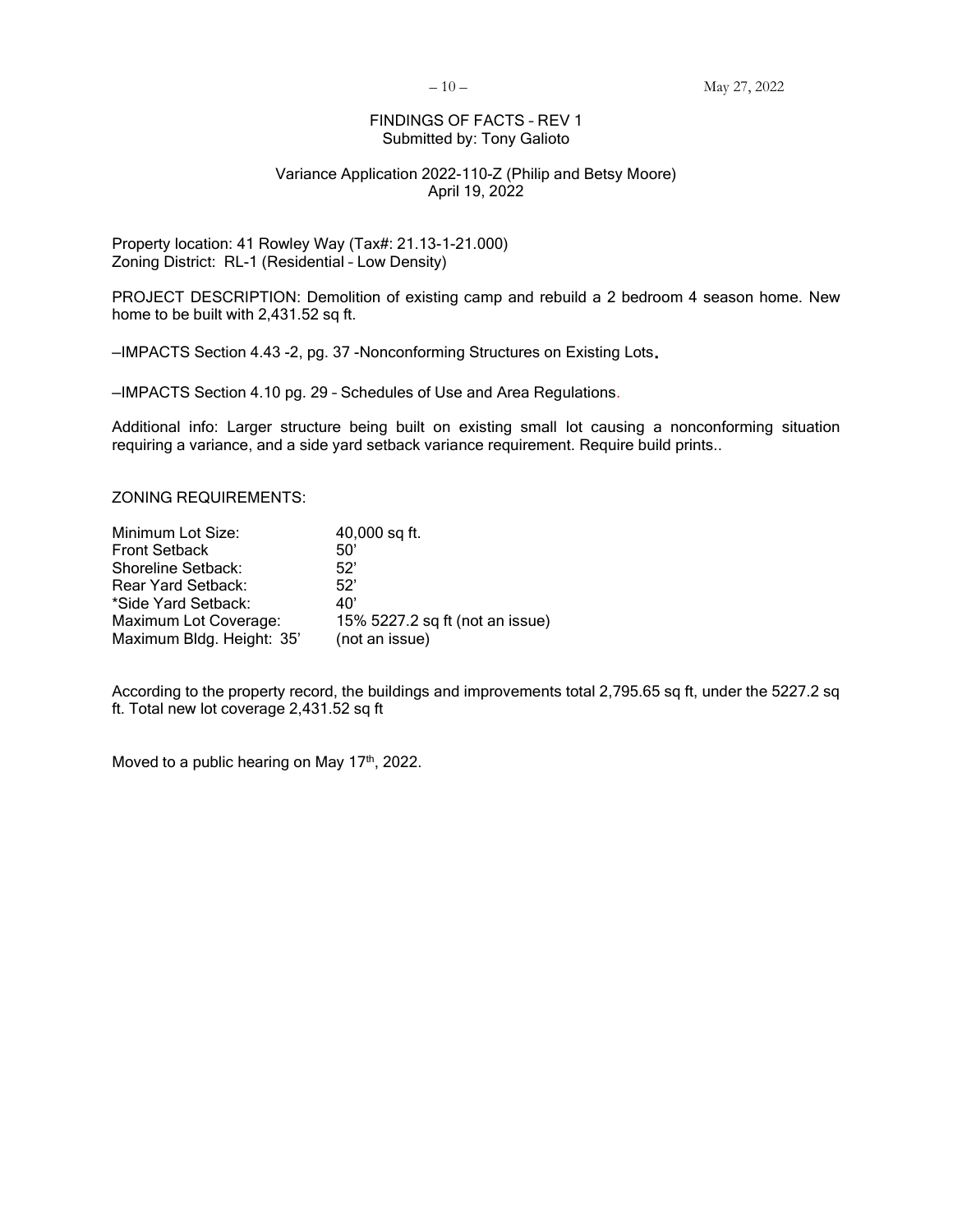## FINDINGS OF FACTS – REV 1

Submitted by: Tony Galioto

### Variance Application 2022-110-Z (Philip and Betsy Moore)

April 19, 2022

Property location: 41 Rowley Way (Tax#: 21.13-1-21.000)
Zoning District: RL-1 (Residential – Low Density)

PROJECT DESCRIPTION: Demolition of existing camp and rebuild a 2 bedroom 4 season home. New home to be built with 2,431.52 sq ft.

–IMPACTS Section 4.43 -2, pg. 37 -Nonconforming Structures on Existing Lots.

–IMPACTS Section 4.10 pg. 29 – Schedules of Use and Area Regulations.

Additional info: Larger structure being built on existing small lot causing a nonconforming situation requiring a variance, and a side yard setback variance requirement. Require build prints..

ZONING REQUIREMENTS:

| | |
|---|---|
| Minimum Lot Size: | 40,000 sq ft. |
| Front Setback | 50' |
| Shoreline Setback: | 52' |
| Rear Yard Setback: | 52' |
| *Side Yard Setback: | 40' |
| Maximum Lot Coverage: | 15% 5227.2 sq ft (not an issue) |
| Maximum Bldg. Height: 35' | (not an issue) |

According to the property record, the buildings and improvements total 2,795.65 sq ft, under the 5227.2 sq ft. Total new lot coverage 2,431.52 sq ft

Moved to a public hearing on May 17th, 2022.